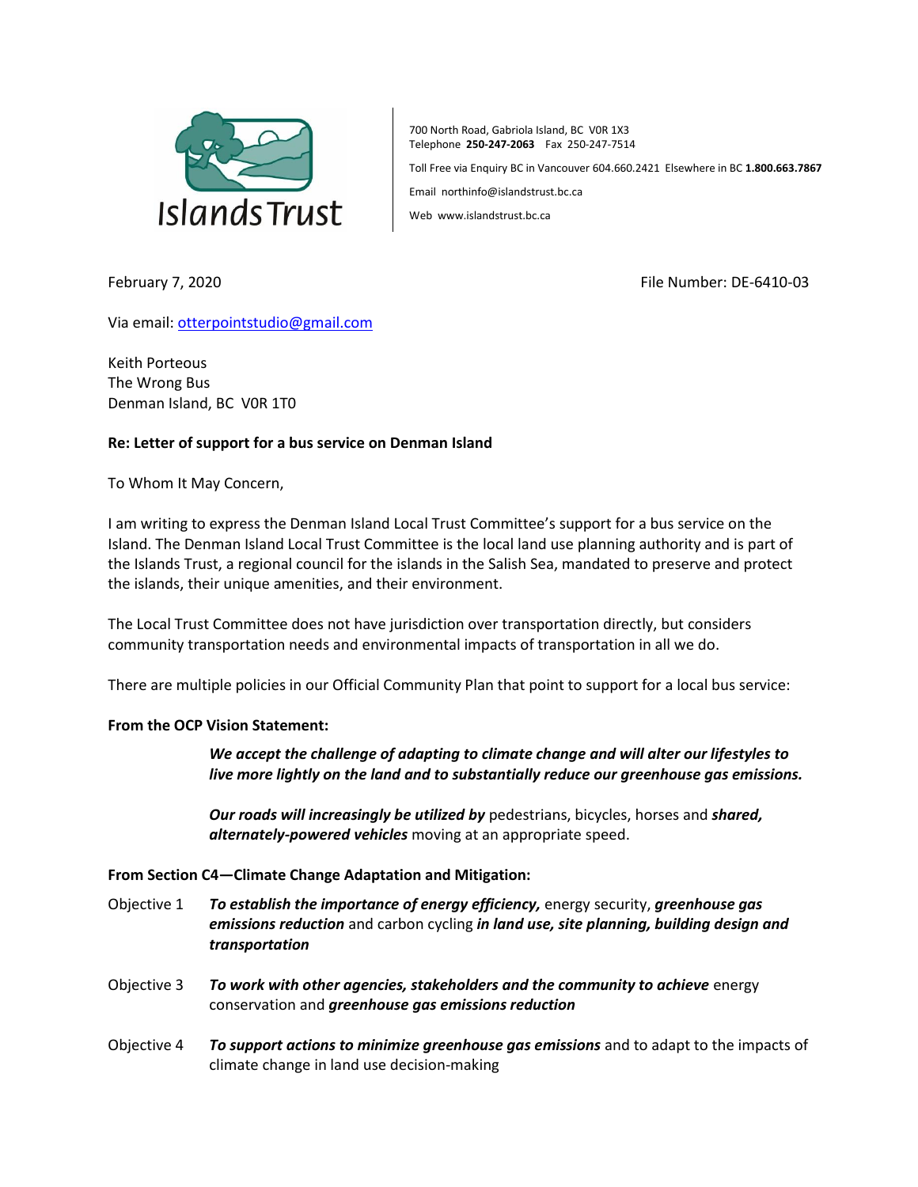Islands Trust

700 North Road, Gabriola Island, BC V0R 1X3
Telephone **250-247-2063** Fax 250-247-7514

Toll Free via Enquiry BC in Vancouver 604.660.2421 Elsewhere in BC **1.800.663.7867**

Email northinfo@islandstrust.bc.ca

Web www.islandstrust.bc.ca

February 7, 2020 File Number: DE-6410-03

Via email: otterpointstudio@gmail.com

Keith Porteous
The Wrong Bus
Denman Island, BC V0R 1T0

**Re: Letter of support for a bus service on Denman Island**

To Whom It May Concern,

I am writing to express the Denman Island Local Trust Committee's support for a bus service on the Island. The Denman Island Local Trust Committee is the local land use planning authority and is part of the Islands Trust, a regional council for the islands in the Salish Sea, mandated to preserve and protect the islands, their unique amenities, and their environment.

The Local Trust Committee does not have jurisdiction over transportation directly, but considers community transportation needs and environmental impacts of transportation in all we do.

There are multiple policies in our Official Community Plan that point to support for a local bus service:

**From the OCP Vision Statement:**

> ***We accept the challenge of adapting to climate change and will alter our lifestyles to live more lightly on the land and to substantially reduce our greenhouse gas emissions.***
>
> ***Our roads will increasingly be utilized by*** pedestrians, bicycles, horses and ***shared, alternately-powered vehicles*** moving at an appropriate speed.

**From Section C4—Climate Change Adaptation and Mitigation:**

Objective 1 ***To establish the importance of energy efficiency,*** energy security, ***greenhouse gas emissions reduction*** and carbon cycling ***in land use, site planning, building design and transportation***

Objective 3 ***To work with other agencies, stakeholders and the community to achieve*** energy conservation and ***greenhouse gas emissions reduction***

Objective 4 ***To support actions to minimize greenhouse gas emissions*** and to adapt to the impacts of climate change in land use decision-making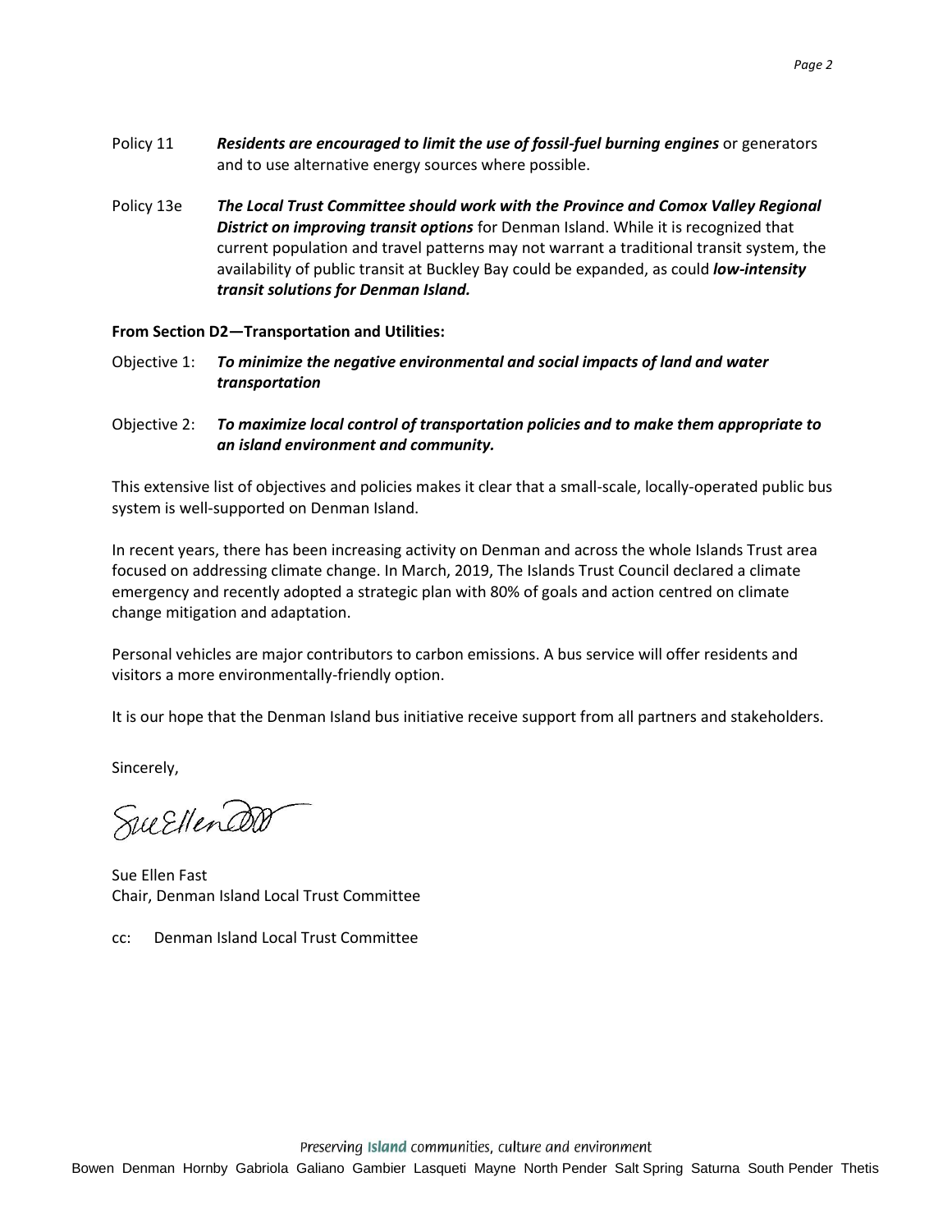Policy 11 ***Residents are encouraged to limit the use of fossil-fuel burning engines*** or generators and to use alternative energy sources where possible.

Policy 13e ***The Local Trust Committee should work with the Province and Comox Valley Regional District on improving transit options*** for Denman Island. While it is recognized that current population and travel patterns may not warrant a traditional transit system, the availability of public transit at Buckley Bay could be expanded, as could ***low-intensity transit solutions for Denman Island.***

**From Section D2—Transportation and Utilities:**

Objective 1: ***To minimize the negative environmental and social impacts of land and water transportation***

Objective 2: ***To maximize local control of transportation policies and to make them appropriate to an island environment and community.***

This extensive list of objectives and policies makes it clear that a small-scale, locally-operated public bus system is well-supported on Denman Island.

In recent years, there has been increasing activity on Denman and across the whole Islands Trust area focused on addressing climate change. In March, 2019, The Islands Trust Council declared a climate emergency and recently adopted a strategic plan with 80% of goals and action centred on climate change mitigation and adaptation.

Personal vehicles are major contributors to carbon emissions. A bus service will offer residents and visitors a more environmentally-friendly option.

It is our hope that the Denman Island bus initiative receive support from all partners and stakeholders.

Sincerely,

Sue Ellen Fast
Chair, Denman Island Local Trust Committee

cc: Denman Island Local Trust Committee

*Preserving Island communities, culture and environment*

Bowen Denman Hornby Gabriola Galiano Gambier Lasqueti Mayne North Pender Salt Spring Saturna South Pender Thetis